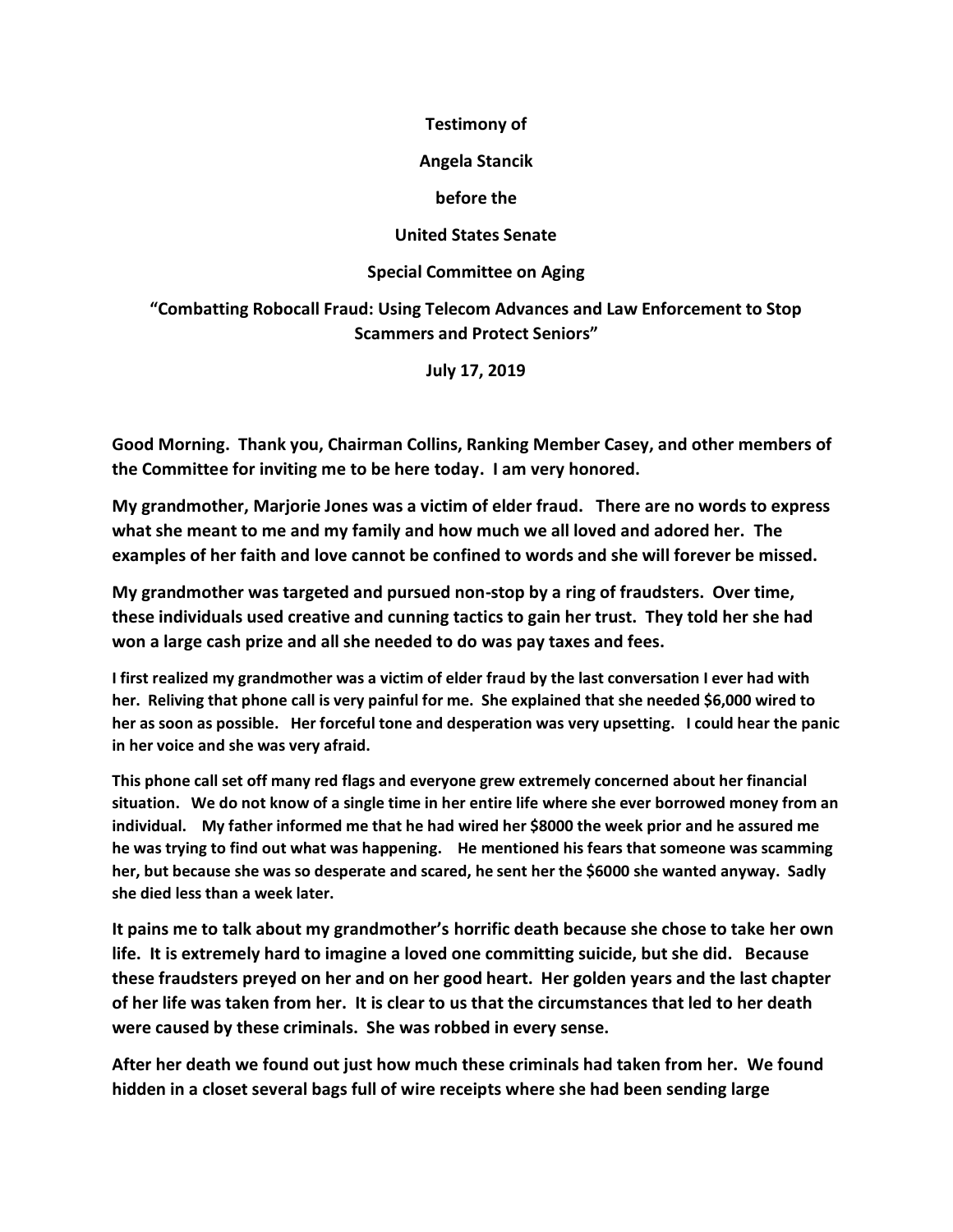**Testimony of**

**Angela Stancik**

**before the**

**United States Senate**

**Special Committee on Aging**

**"Combatting Robocall Fraud: Using Telecom Advances and Law Enforcement to Stop Scammers and Protect Seniors"**

**July 17, 2019**

**Good Morning. Thank you, Chairman Collins, Ranking Member Casey, and other members of the Committee for inviting me to be here today. I am very honored.**

**My grandmother, Marjorie Jones was a victim of elder fraud. There are no words to express what she meant to me and my family and how much we all loved and adored her. The examples of her faith and love cannot be confined to words and she will forever be missed.**

**My grandmother was targeted and pursued non-stop by a ring of fraudsters. Over time, these individuals used creative and cunning tactics to gain her trust. They told her she had won a large cash prize and all she needed to do was pay taxes and fees.**

**I first realized my grandmother was a victim of elder fraud by the last conversation I ever had with her. Reliving that phone call is very painful for me. She explained that she needed $6,000 wired to her as soon as possible. Her forceful tone and desperation was very upsetting. I could hear the panic in her voice and she was very afraid.**

**This phone call set off many red flags and everyone grew extremely concerned about her financial situation. We do not know of a single time in her entire life where she ever borrowed money from an individual. My father informed me that he had wired her $8000 the week prior and he assured me he was trying to find out what was happening. He mentioned his fears that someone was scamming her, but because she was so desperate and scared, he sent her the $6000 she wanted anyway. Sadly she died less than a week later.**

**It pains me to talk about my grandmother's horrific death because she chose to take her own life. It is extremely hard to imagine a loved one committing suicide, but she did. Because these fraudsters preyed on her and on her good heart. Her golden years and the last chapter of her life was taken from her. It is clear to us that the circumstances that led to her death were caused by these criminals. She was robbed in every sense.**

**After her death we found out just how much these criminals had taken from her. We found hidden in a closet several bags full of wire receipts where she had been sending large**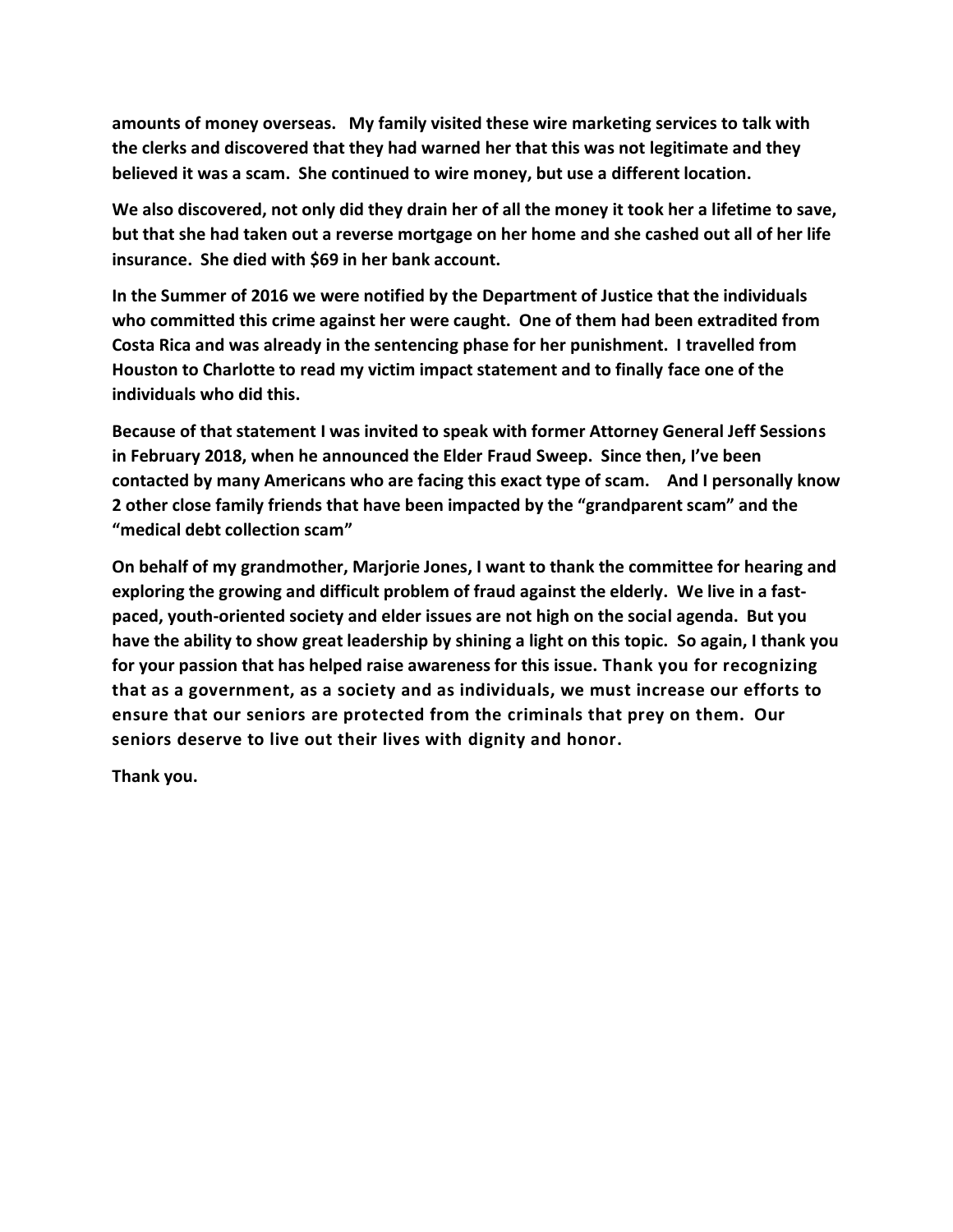**amounts of money overseas. My family visited these wire marketing services to talk with the clerks and discovered that they had warned her that this was not legitimate and they believed it was a scam. She continued to wire money, but use a different location.**

**We also discovered, not only did they drain her of all the money it took her a lifetime to save, but that she had taken out a reverse mortgage on her home and she cashed out all of her life insurance. She died with $69 in her bank account.**

**In the Summer of 2016 we were notified by the Department of Justice that the individuals who committed this crime against her were caught. One of them had been extradited from Costa Rica and was already in the sentencing phase for her punishment. I travelled from Houston to Charlotte to read my victim impact statement and to finally face one of the individuals who did this.**

**Because of that statement I was invited to speak with former Attorney General Jeff Sessions in February 2018, when he announced the Elder Fraud Sweep. Since then, I've been contacted by many Americans who are facing this exact type of scam. And I personally know 2 other close family friends that have been impacted by the "grandparent scam" and the "medical debt collection scam"**

**On behalf of my grandmother, Marjorie Jones, I want to thank the committee for hearing and exploring the growing and difficult problem of fraud against the elderly. We live in a fast-paced, youth-oriented society and elder issues are not high on the social agenda. But you have the ability to show great leadership by shining a light on this topic. So again, I thank you for your passion that has helped raise awareness for this issue. Thank you for recognizing that as a government, as a society and as individuals, we must increase our efforts to ensure that our seniors are protected from the criminals that prey on them. Our seniors deserve to live out their lives with dignity and honor.**

**Thank you.**